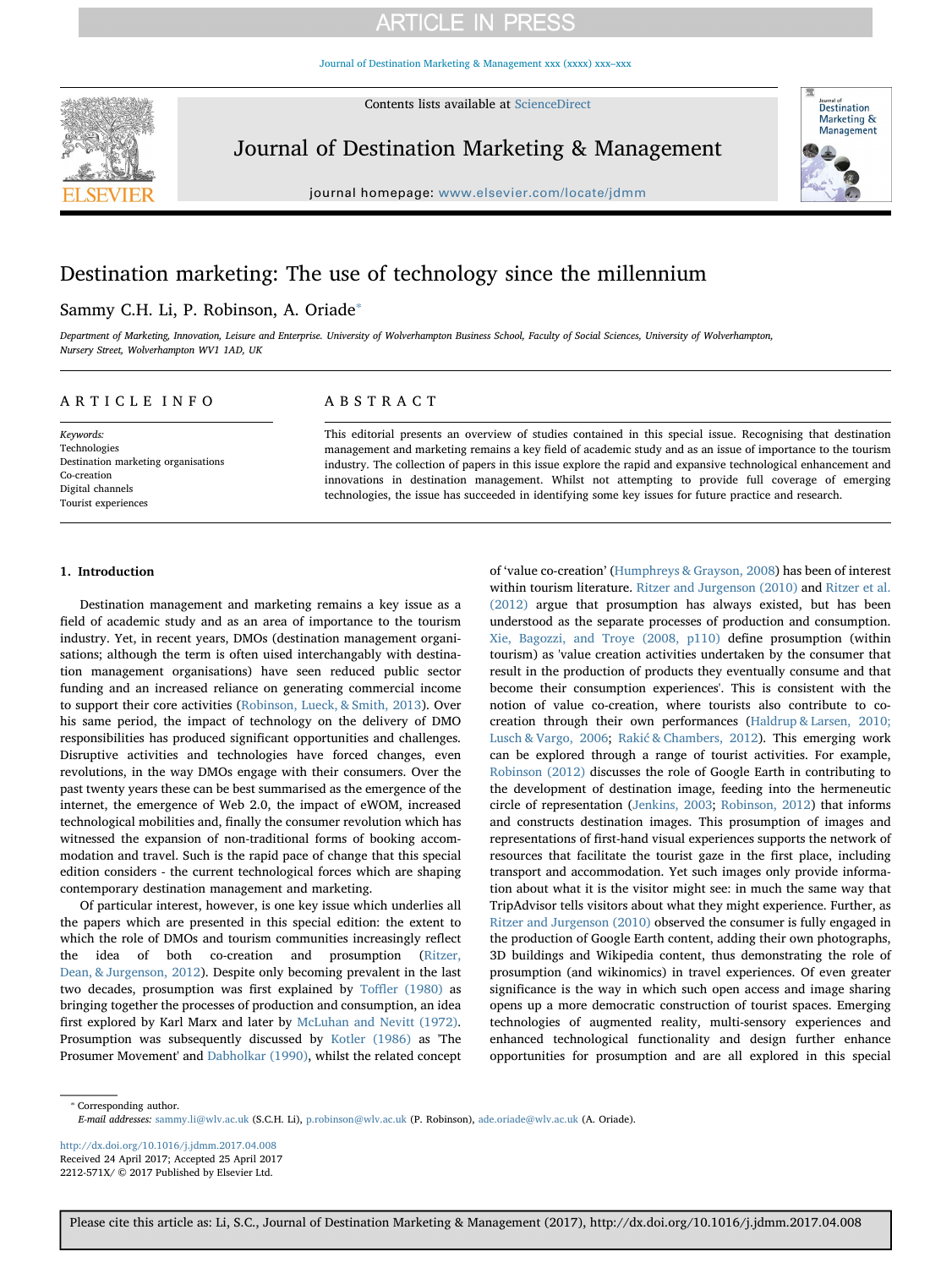# Destination marketing: The use of technology since the millennium

Sammy C.H. Li, P. Robinson, A. Oriade*

*Department of Marketing, Innovation, Leisure and Enterprise. University of Wolverhampton Business School, Faculty of Social Sciences, University of Wolverhampton, Nursery Street, Wolverhampton WV1 1AD, UK*

## ARTICLE INFO

*Keywords:*
Technologies
Destination marketing organisations
Co-creation
Digital channels
Tourist experiences

## ABSTRACT

This editorial presents an overview of studies contained in this special issue. Recognising that destination management and marketing remains a key field of academic study and as an issue of importance to the tourism industry. The collection of papers in this issue explore the rapid and expansive technological enhancement and innovations in destination management. Whilst not attempting to provide full coverage of emerging technologies, the issue has succeeded in identifying some key issues for future practice and research.

## 1. Introduction

Destination management and marketing remains a key issue as a field of academic study and as an area of importance to the tourism industry. Yet, in recent years, DMOs (destination management organisations; although the term is often uised interchangably with destination management organisations) have seen reduced public sector funding and an increased reliance on generating commercial income to support their core activities (Robinson, Lueck, & Smith, 2013). Over his same period, the impact of technology on the delivery of DMO responsibilities has produced significant opportunities and challenges. Disruptive activities and technologies have forced changes, even revolutions, in the way DMOs engage with their consumers. Over the past twenty years these can be best summarised as the emergence of the internet, the emergence of Web 2.0, the impact of eWOM, increased technological mobilities and, finally the consumer revolution which has witnessed the expansion of non-traditional forms of booking accommodation and travel. Such is the rapid pace of change that this special edition considers - the current technological forces which are shaping contemporary destination management and marketing.

Of particular interest, however, is one key issue which underlies all the papers which are presented in this special edition: the extent to which the role of DMOs and tourism communities increasingly reflect the idea of both co-creation and prosumption (Ritzer, Dean, & Jurgenson, 2012). Despite only becoming prevalent in the last two decades, prosumption was first explained by Toffler (1980) as bringing together the processes of production and consumption, an idea first explored by Karl Marx and later by McLuhan and Nevitt (1972). Prosumption was subsequently discussed by Kotler (1986) as 'The Prosumer Movement' and Dabholkar (1990), whilst the related concept of 'value co-creation' (Humphreys & Grayson, 2008) has been of interest within tourism literature. Ritzer and Jurgenson (2010) and Ritzer et al. (2012) argue that prosumption has always existed, but has been understood as the separate processes of production and consumption. Xie, Bagozzi, and Troye (2008, p110) define prosumption (within tourism) as 'value creation activities undertaken by the consumer that result in the production of products they eventually consume and that become their consumption experiences'. This is consistent with the notion of value co-creation, where tourists also contribute to co-creation through their own performances (Haldrup & Larsen, 2010; Lusch & Vargo, 2006; Rakić & Chambers, 2012). This emerging work can be explored through a range of tourist activities. For example, Robinson (2012) discusses the role of Google Earth in contributing to the development of destination image, feeding into the hermeneutic circle of representation (Jenkins, 2003; Robinson, 2012) that informs and constructs destination images. This prosumption of images and representations of first-hand visual experiences supports the network of resources that facilitate the tourist gaze in the first place, including transport and accommodation. Yet such images only provide information about what it is the visitor might see: in much the same way that TripAdvisor tells visitors about what they might experience. Further, as Ritzer and Jurgenson (2010) observed the consumer is fully engaged in the production of Google Earth content, adding their own photographs, 3D buildings and Wikipedia content, thus demonstrating the role of prosumption (and wikinomics) in travel experiences. Of even greater significance is the way in which such open access and image sharing opens up a more democratic construction of tourist spaces. Emerging technologies of augmented reality, multi-sensory experiences and enhanced technological functionality and design further enhance opportunities for prosumption and are all explored in this special

---

* Corresponding author.
*E-mail addresses:* sammy.li@wlv.ac.uk (S.C.H. Li), p.robinson@wlv.ac.uk (P. Robinson), ade.oriade@wlv.ac.uk (A. Oriade).

http://dx.doi.org/10.1016/j.jdmm.2017.04.008
Received 24 April 2017; Accepted 25 April 2017
2212-571X/ © 2017 Published by Elsevier Ltd.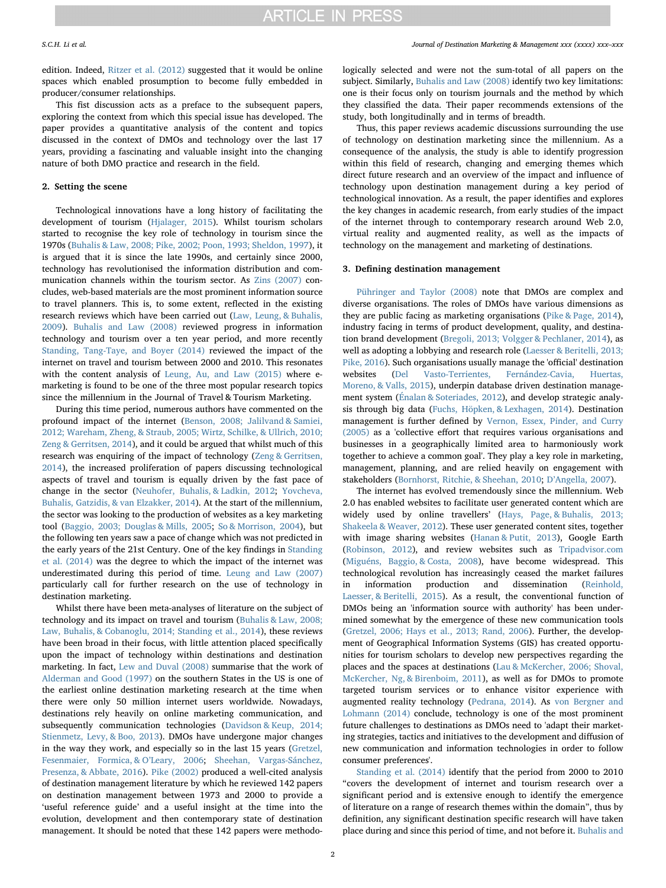edition. Indeed, Ritzer et al. (2012) suggested that it would be online spaces which enabled prosumption to become fully embedded in producer/consumer relationships.

This fist discussion acts as a preface to the subsequent papers, exploring the context from which this special issue has developed. The paper provides a quantitative analysis of the content and topics discussed in the context of DMOs and technology over the last 17 years, providing a fascinating and valuable insight into the changing nature of both DMO practice and research in the field.

## 2. Setting the scene

Technological innovations have a long history of facilitating the development of tourism (Hjalager, 2015). Whilst tourism scholars started to recognise the key role of technology in tourism since the 1970s (Buhalis & Law, 2008; Pike, 2002; Poon, 1993; Sheldon, 1997), it is argued that it is since the late 1990s, and certainly since 2000, technology has revolutionised the information distribution and communication channels within the tourism sector. As Zins (2007) concludes, web-based materials are the most prominent information source to travel planners. This is, to some extent, reflected in the existing research reviews which have been carried out (Law, Leung, & Buhalis, 2009). Buhalis and Law (2008) reviewed progress in information technology and tourism over a ten year period, and more recently Standing, Tang-Taye, and Boyer (2014) reviewed the impact of the internet on travel and tourism between 2000 and 2010. This resonates with the content analysis of Leung, Au, and Law (2015) where e-marketing is found to be one of the three most popular research topics since the millennium in the Journal of Travel & Tourism Marketing.

During this time period, numerous authors have commented on the profound impact of the internet (Benson, 2008; Jalilvand & Samiei, 2012; Wareham, Zheng, & Straub, 2005; Wirtz, Schilke, & Ullrich, 2010; Zeng & Gerritsen, 2014), and it could be argued that whilst much of this research was enquiring of the impact of technology (Zeng & Gerritsen, 2014), the increased proliferation of papers discussing technological aspects of travel and tourism is equally driven by the fast pace of change in the sector (Neuhofer, Buhalis, & Ladkin, 2012; Yovcheva, Buhalis, Gatzidis, & van Elzakker, 2014). At the start of the millennium, the sector was looking to the production of websites as a key marketing tool (Baggio, 2003; Douglas & Mills, 2005; So & Morrison, 2004), but the following ten years saw a pace of change which was not predicted in the early years of the 21st Century. One of the key findings in Standing et al. (2014) was the degree to which the impact of the internet was underestimated during this period of time. Leung and Law (2007) particularly call for further research on the use of technology in destination marketing.

Whilst there have been meta-analyses of literature on the subject of technology and its impact on travel and tourism (Buhalis & Law, 2008; Law, Buhalis, & Cobanoglu, 2014; Standing et al., 2014), these reviews have been broad in their focus, with little attention placed specifically upon the impact of technology within destinations and destination marketing. In fact, Lew and Duval (2008) summarise that the work of Alderman and Good (1997) on the southern States in the US is one of the earliest online destination marketing research at the time when there were only 50 million internet users worldwide. Nowadays, destinations rely heavily on online marketing communication, and subsequently communication technologies (Davidson & Keup, 2014; Stienmetz, Levy, & Boo, 2013). DMOs have undergone major changes in the way they work, and especially so in the last 15 years (Gretzel, Fesenmaier, Formica, & O'Leary, 2006; Sheehan, Vargas-Sánchez, Presenza, & Abbate, 2016). Pike (2002) produced a well-cited analysis of destination management literature by which he reviewed 142 papers on destination management between 1973 and 2000 to provide a 'useful reference guide' and a useful insight at the time into the evolution, development and then contemporary state of destination management. It should be noted that these 142 papers were methodologically selected and were not the sum-total of all papers on the subject. Similarly, Buhalis and Law (2008) identify two key limitations: one is their focus only on tourism journals and the method by which they classified the data. Their paper recommends extensions of the study, both longitudinally and in terms of breadth.

Thus, this paper reviews academic discussions surrounding the use of technology on destination marketing since the millennium. As a consequence of the analysis, the study is able to identify progression within this field of research, changing and emerging themes which direct future research and an overview of the impact and influence of technology upon destination management during a key period of technological innovation. As a result, the paper identifies and explores the key changes in academic research, from early studies of the impact of the internet through to contemporary research around Web 2.0, virtual reality and augmented reality, as well as the impacts of technology on the management and marketing of destinations.

## 3. Defining destination management

Pühringer and Taylor (2008) note that DMOs are complex and diverse organisations. The roles of DMOs have various dimensions as they are public facing as marketing organisations (Pike & Page, 2014), industry facing in terms of product development, quality, and destination brand development (Bregoli, 2013; Volgger & Pechlaner, 2014), as well as adopting a lobbying and research role (Laesser & Beritelli, 2013; Pike, 2016). Such organisations usually manage the 'official' destination websites (Del Vasto-Terrientes, Fernández-Cavia, Huertas, Moreno, & Valls, 2015), underpin database driven destination management system (Énalan & Soteriades, 2012), and develop strategic analysis through big data (Fuchs, Höpken, & Lexhagen, 2014). Destination management is further defined by Vernon, Essex, Pinder, and Curry (2005) as a 'collective effort that requires various organisations and businesses in a geographically limited area to harmoniously work together to achieve a common goal'. They play a key role in marketing, management, planning, and are relied heavily on engagement with stakeholders (Bornhorst, Ritchie, & Sheehan, 2010; D'Angella, 2007).

The internet has evolved tremendously since the millennium. Web 2.0 has enabled websites to facilitate user generated content which are widely used by online travellers' (Hays, Page, & Buhalis, 2013; Shakeela & Weaver, 2012). These user generated content sites, together with image sharing websites (Hanan & Putit, 2013), Google Earth (Robinson, 2012), and review websites such as Tripadvisor.com (Miguéns, Baggio, & Costa, 2008), have become widespread. This technological revolution has increasingly ceased the market failures in information production and dissemination (Reinhold, Laesser, & Beritelli, 2015). As a result, the conventional function of DMOs being an 'information source with authority' has been undermined somewhat by the emergence of these new communication tools (Gretzel, 2006; Hays et al., 2013; Rand, 2006). Further, the development of Geographical Information Systems (GIS) has created opportunities for tourism scholars to develop new perspectives regarding the places and the spaces at destinations (Lau & McKercher, 2006; Shoval, McKercher, Ng, & Birenboim, 2011), as well as for DMOs to promote targeted tourism services or to enhance visitor experience with augmented reality technology (Pedrana, 2014). As von Bergner and Lohmann (2014) conclude, technology is one of the most prominent future challenges to destinations as DMOs need to 'adapt their marketing strategies, tactics and initiatives to the development and diffusion of new communication and information technologies in order to follow consumer preferences'.

Standing et al. (2014) identify that the period from 2000 to 2010 "covers the development of internet and tourism research over a significant period and is extensive enough to identify the emergence of literature on a range of research themes within the domain", thus by definition, any significant destination specific research will have taken place during and since this period of time, and not before it. Buhalis and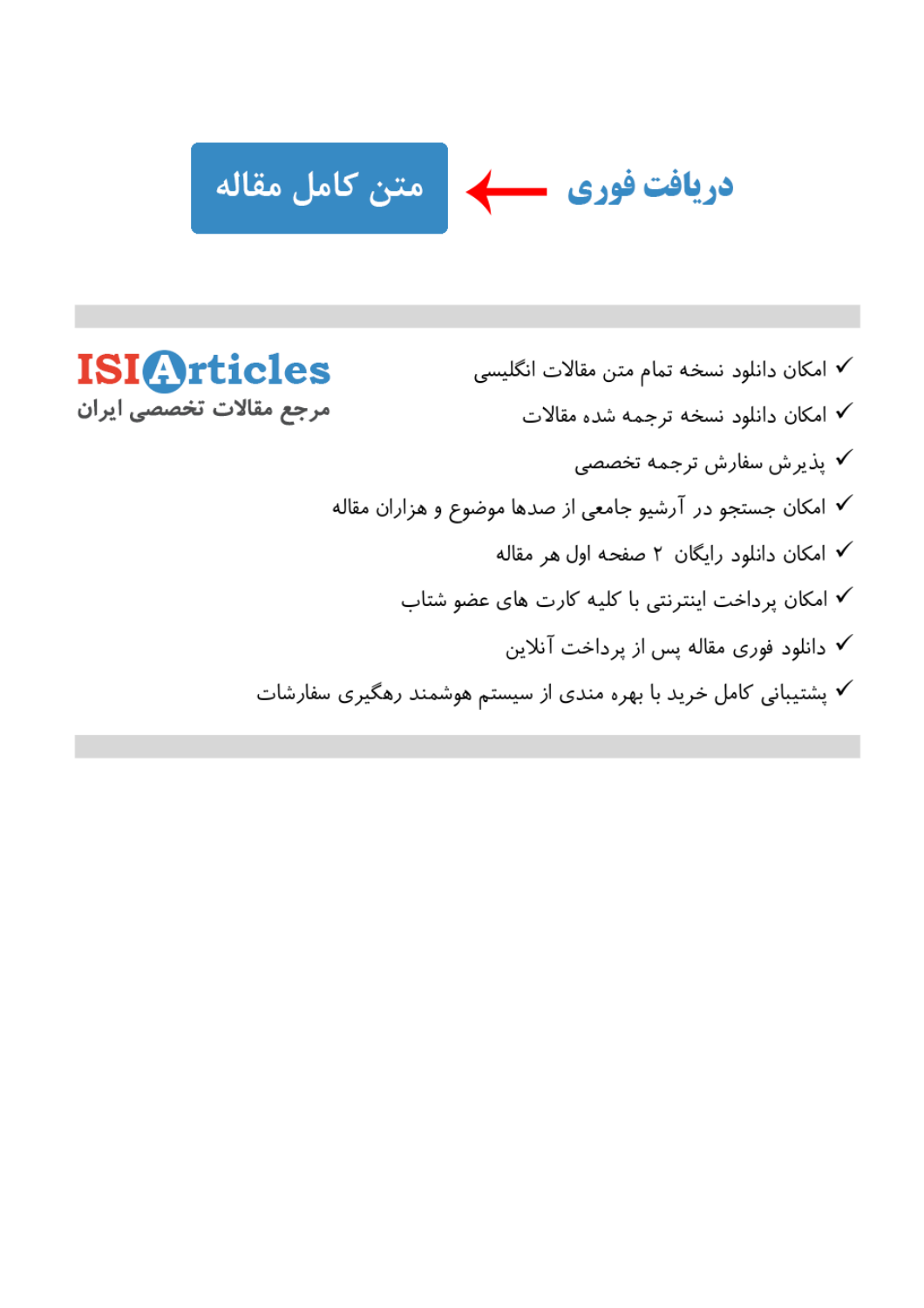دریافت فوری ← متن کامل مقاله

**ISIArticles**
مرجع مقالات تخصصی ایران

- ✓ امکان دانلود نسخه تمام متن مقالات انگلیسی
- ✓ امکان دانلود نسخه ترجمه شده مقالات
- ✓ پذیرش سفارش ترجمه تخصصی
- ✓ امکان جستجو در آرشیو جامعی از صدها موضوع و هزاران مقاله
- ✓ امکان دانلود رایگان ۲ صفحه اول هر مقاله
- ✓ امکان پرداخت اینترنتی با کلیه کارت های عضو شتاب
- ✓ دانلود فوری مقاله پس از پرداخت آنلاین
- ✓ پشتیبانی کامل خرید با بهره مندی از سیستم هوشمند رهگیری سفارشات